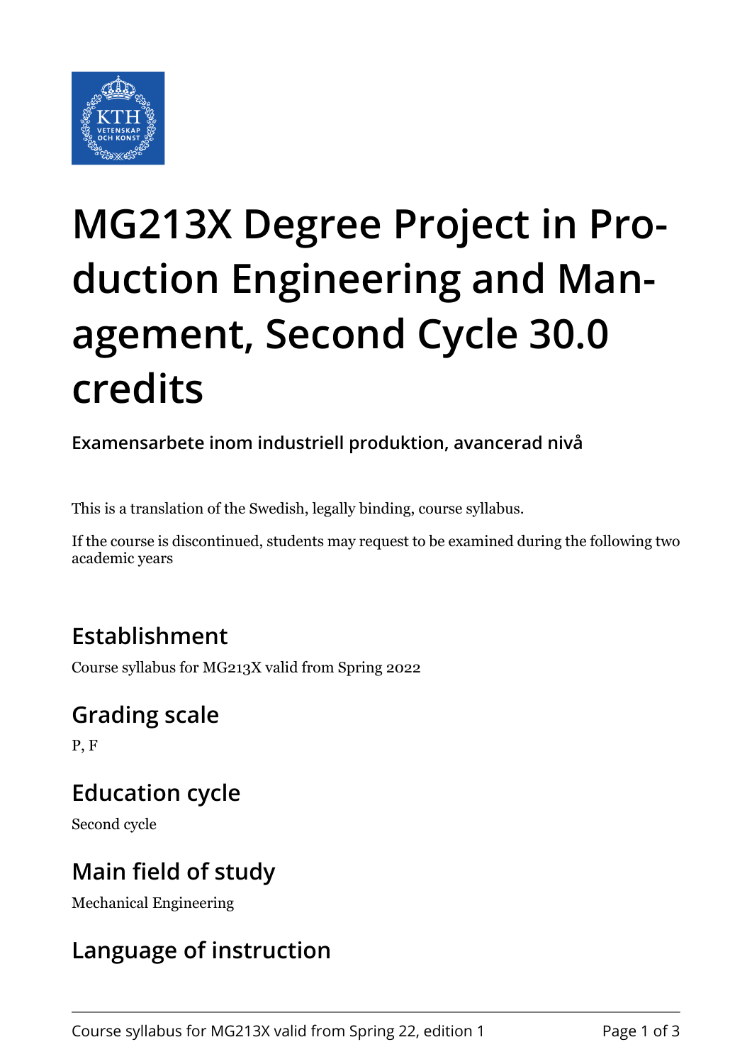# MG213X Degree Project in Production Engineering and Management, Second Cycle 30.0 credits

**Examensarbete inom industriell produktion, avancerad nivå**

This is a translation of the Swedish, legally binding, course syllabus.

If the course is discontinued, students may request to be examined during the following two academic years

## Establishment

Course syllabus for MG213X valid from Spring 2022

## Grading scale

P, F

## Education cycle

Second cycle

## Main field of study

Mechanical Engineering

## Language of instruction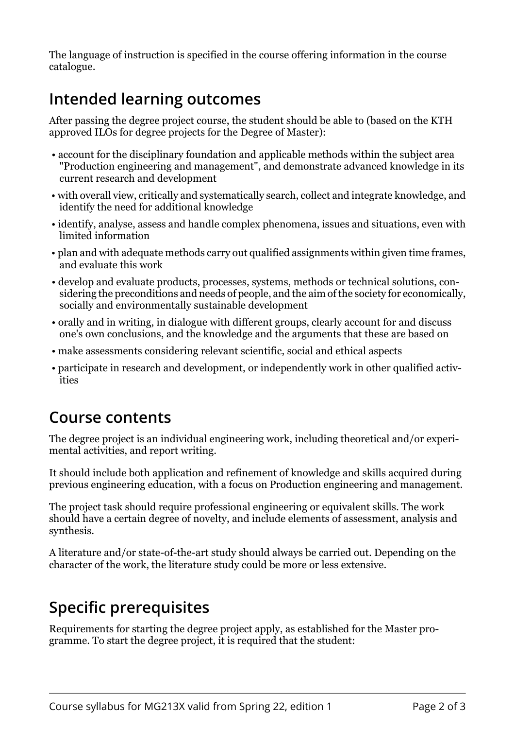The language of instruction is specified in the course offering information in the course catalogue.

## Intended learning outcomes

After passing the degree project course, the student should be able to (based on the KTH approved ILOs for degree projects for the Degree of Master):

- account for the disciplinary foundation and applicable methods within the subject area "Production engineering and management", and demonstrate advanced knowledge in its current research and development
- with overall view, critically and systematically search, collect and integrate knowledge, and identify the need for additional knowledge
- identify, analyse, assess and handle complex phenomena, issues and situations, even with limited information
- plan and with adequate methods carry out qualified assignments within given time frames, and evaluate this work
- develop and evaluate products, processes, systems, methods or technical solutions, considering the preconditions and needs of people, and the aim of the society for economically, socially and environmentally sustainable development
- orally and in writing, in dialogue with different groups, clearly account for and discuss one's own conclusions, and the knowledge and the arguments that these are based on
- make assessments considering relevant scientific, social and ethical aspects
- participate in research and development, or independently work in other qualified activities

## Course contents

The degree project is an individual engineering work, including theoretical and/or experimental activities, and report writing.

It should include both application and refinement of knowledge and skills acquired during previous engineering education, with a focus on Production engineering and management.

The project task should require professional engineering or equivalent skills. The work should have a certain degree of novelty, and include elements of assessment, analysis and synthesis.

A literature and/or state-of-the-art study should always be carried out. Depending on the character of the work, the literature study could be more or less extensive.

## Specific prerequisites

Requirements for starting the degree project apply, as established for the Master programme. To start the degree project, it is required that the student: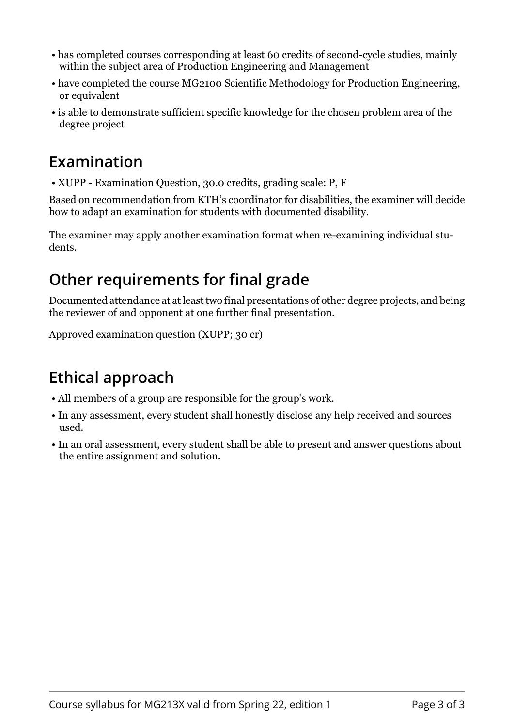- has completed courses corresponding at least 60 credits of second-cycle studies, mainly within the subject area of Production Engineering and Management
- have completed the course MG2100 Scientific Methodology for Production Engineering, or equivalent
- is able to demonstrate sufficient specific knowledge for the chosen problem area of the degree project

## Examination

- XUPP - Examination Question, 30.0 credits, grading scale: P, F

Based on recommendation from KTH's coordinator for disabilities, the examiner will decide how to adapt an examination for students with documented disability.

The examiner may apply another examination format when re-examining individual students.

## Other requirements for final grade

Documented attendance at at least two final presentations of other degree projects, and being the reviewer of and opponent at one further final presentation.

Approved examination question (XUPP; 30 cr)

## Ethical approach

- All members of a group are responsible for the group's work.
- In any assessment, every student shall honestly disclose any help received and sources used.
- In an oral assessment, every student shall be able to present and answer questions about the entire assignment and solution.